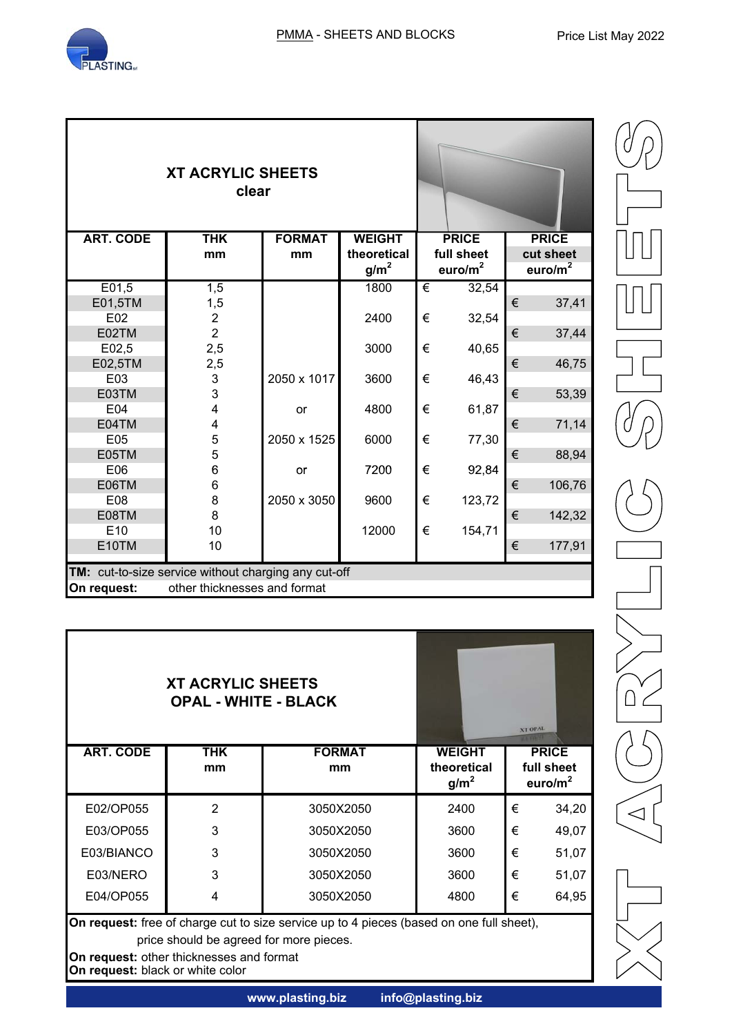PLASTING srl

PMMA - SHEETS AND BLOCKS

Price List May 2022

# XT ACRYLIC SHEETS

## XT ACRYLIC SHEETS clear

| ART. CODE | THK mm | FORMAT mm | WEIGHT theoretical g/m² | PRICE full sheet euro/m² | PRICE cut sheet euro/m² |
|---|---|---|---|---|---|
| E01,5 | 1,5 | | 1800 | € 32,54 | |
| E01,5TM | 1,5 | | | | € 37,41 |
| E02 | 2 | | 2400 | € 32,54 | |
| E02TM | 2 | | | | € 37,44 |
| E02,5 | 2,5 | | 3000 | € 40,65 | |
| E02,5TM | 2,5 | | | | € 46,75 |
| E03 | 3 | 2050 x 1017 | 3600 | € 46,43 | |
| E03TM | 3 | | | | € 53,39 |
| E04 | 4 | or | 4800 | € 61,87 | |
| E04TM | 4 | | | | € 71,14 |
| E05 | 5 | 2050 x 1525 | 6000 | € 77,30 | |
| E05TM | 5 | | | | € 88,94 |
| E06 | 6 | or | 7200 | € 92,84 | |
| E06TM | 6 | | | | € 106,76 |
| E08 | 8 | 2050 x 3050 | 9600 | € 123,72 | |
| E08TM | 8 | | | | € 142,32 |
| E10 | 10 | | 12000 | € 154,71 | |
| E10TM | 10 | | | | € 177,91 |

**TM:** cut-to-size service without charging any cut-off

**On request:** other thicknesses and format

## XT ACRYLIC SHEETS OPAL - WHITE - BLACK

| ART. CODE | THK mm | FORMAT mm | WEIGHT theoretical g/m² | PRICE full sheet euro/m² |
|---|---|---|---|---|
| E02/OP055 | 2 | 3050X2050 | 2400 | € 34,20 |
| E03/OP055 | 3 | 3050X2050 | 3600 | € 49,07 |
| E03/BIANCO | 3 | 3050X2050 | 3600 | € 51,07 |
| E03/NERO | 3 | 3050X2050 | 3600 | € 51,07 |
| E04/OP055 | 4 | 3050X2050 | 4800 | € 64,95 |

**On request:** free of charge cut to size service up to 4 pieces (based on one full sheet), price should be agreed for more pieces.

**On request:** other thicknesses and format

**On request:** black or white color

www.plasting.biz info@plasting.biz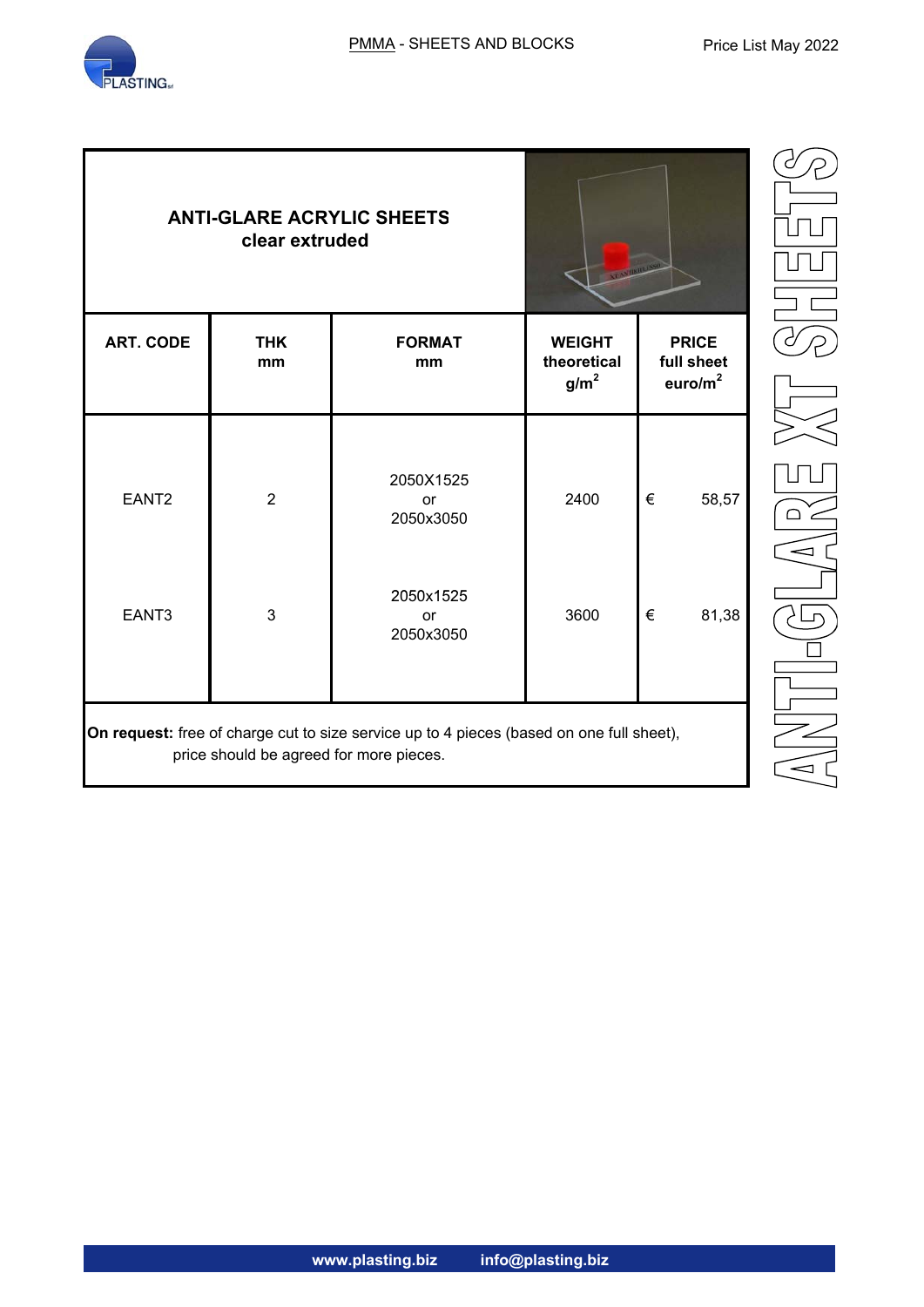## ANTI-GLARE ACRYLIC SHEETS
### clear extruded

| ART. CODE | THK mm | FORMAT mm | WEIGHT theoretical $g/m^2$ | PRICE full sheet $euro/m^2$ |
|---|---|---|---|---|
| EANT2 | 2 | 2050X1525 or 2050x3050 | 2400 | € 58,57 |
| EANT3 | 3 | 2050x1525 or 2050x3050 | 3600 | € 81,38 |

**On request:** free of charge cut to size service up to 4 pieces (based on one full sheet), price should be agreed for more pieces.

ANTI-GLARE XT SHEETS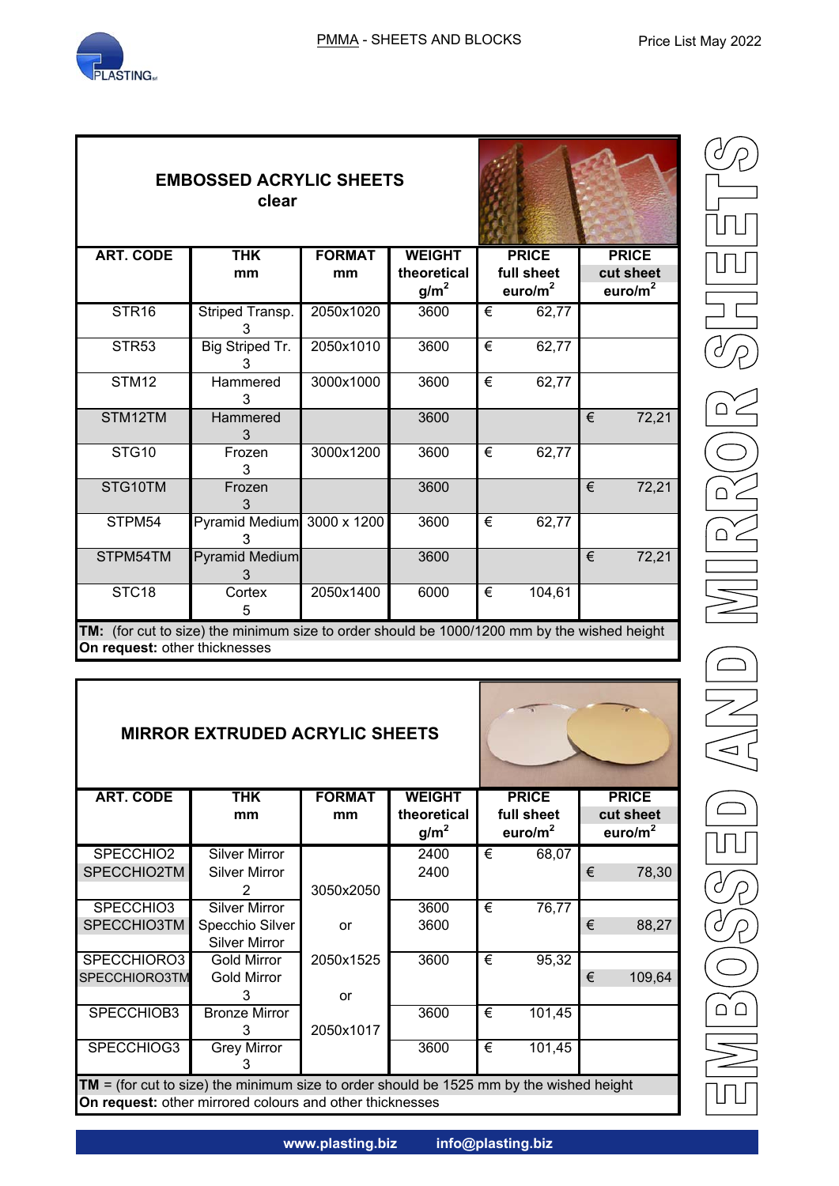## EMBOSSED ACRYLIC SHEETS
### clear

| ART. CODE | THK mm | FORMAT mm | WEIGHT theoretical g/m$^2$ | PRICE full sheet euro/m$^2$ | PRICE cut sheet euro/m$^2$ |
|---|---|---|---|---|---|
| STR16 | Striped Transp. 3 | 2050x1020 | 3600 | € 62,77 | |
| STR53 | Big Striped Tr. 3 | 2050x1010 | 3600 | € 62,77 | |
| STM12 | Hammered 3 | 3000x1000 | 3600 | € 62,77 | |
| STM12TM | Hammered 3 | | 3600 | | € 72,21 |
| STG10 | Frozen 3 | 3000x1200 | 3600 | € 62,77 | |
| STG10TM | Frozen 3 | | 3600 | | € 72,21 |
| STPM54 | Pyramid Medium 3 | 3000 x 1200 | 3600 | € 62,77 | |
| STPM54TM | Pyramid Medium 3 | | 3600 | | € 72,21 |
| STC18 | Cortex 5 | 2050x1400 | 6000 | € 104,61 | |

**TM:** (for cut to size) the minimum size to order should be 1000/1200 mm by the wished height
**On request:** other thicknesses

## MIRROR EXTRUDED ACRYLIC SHEETS

| ART. CODE | THK mm | FORMAT mm | WEIGHT theoretical g/m$^2$ | PRICE full sheet euro/m$^2$ | PRICE cut sheet euro/m$^2$ |
|---|---|---|---|---|---|
| SPECCHIO2 | Silver Mirror | 3050x2050 or 2050x1525 or 2050x1017 | 2400 | € 68,07 | |
| SPECCHIO2TM | Silver Mirror 2 | | 2400 | | € 78,30 |
| SPECCHIO3 | Silver Mirror | | 3600 | € 76,77 | |
| SPECCHIO3TM | Specchio Silver Silver Mirror | | 3600 | | € 88,27 |
| SPECCHIORO3 | Gold Mirror | | 3600 | € 95,32 | |
| SPECCHIORO3TM | Gold Mirror 3 | | | | € 109,64 |
| SPECCHIOB3 | Bronze Mirror 3 | | 3600 | € 101,45 | |
| SPECCHIOG3 | Grey Mirror 3 | | 3600 | € 101,45 | |

**TM** = (for cut to size) the minimum size to order should be 1525 mm by the wished height
**On request:** other mirrored colours and other thicknesses

EMBOSSED AND MIRROR SHEETS

www.plasting.biz info@plasting.biz